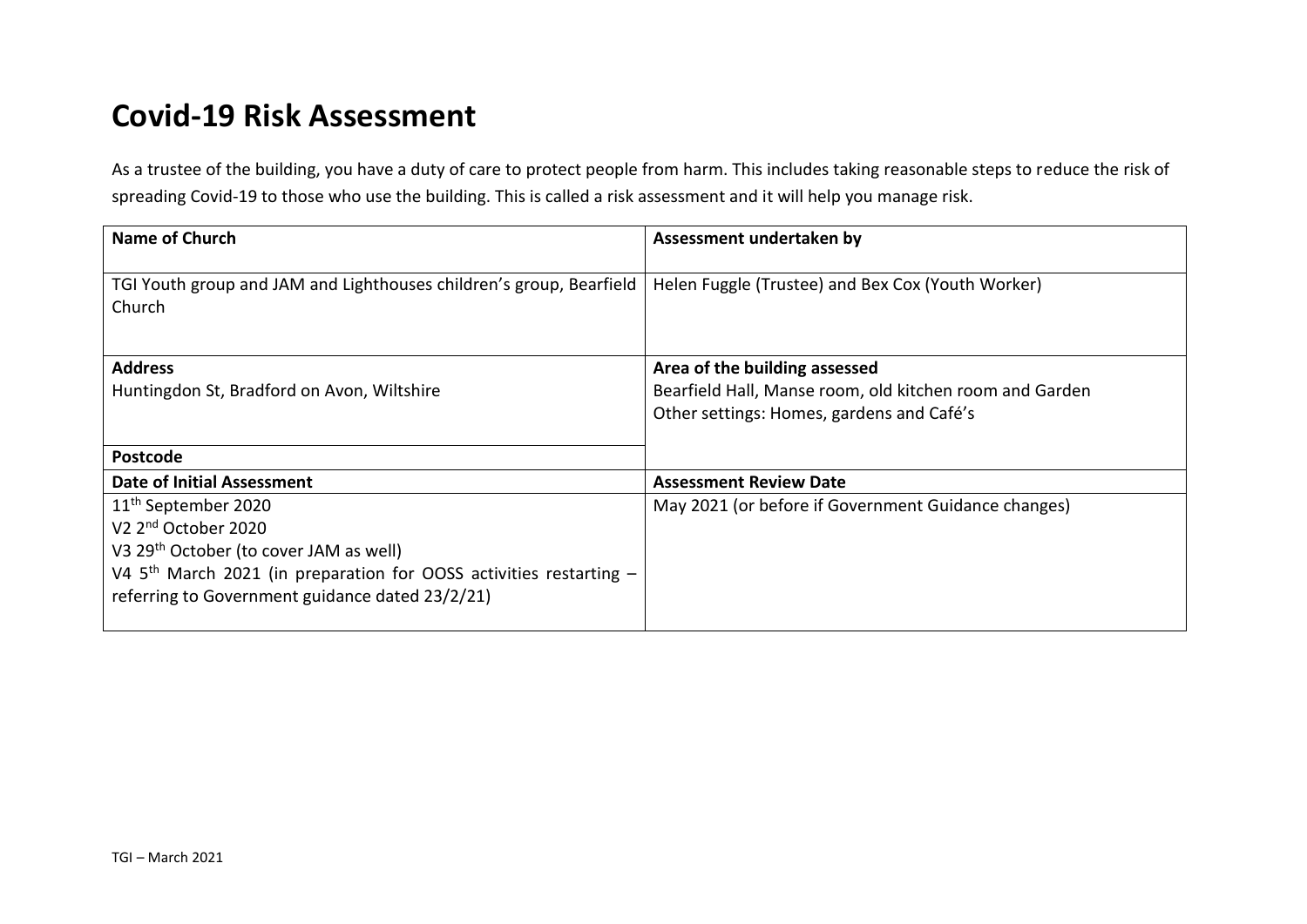# Covid-19 Risk Assessment

As a trustee of the building, you have a duty of care to protect people from harm. This includes taking reasonable steps to reduce the risk of spreading Covid-19 to those who use the building. This is called a risk assessment and it will help you manage risk.

| **Name of Church** | **Assessment undertaken by** |
|---|---|
| TGI Youth group and JAM and Lighthouses children's group, Bearfield Church | Helen Fuggle (Trustee) and Bex Cox (Youth Worker) |
| **Address**<br>Huntingdon St, Bradford on Avon, Wiltshire | **Area of the building assessed**<br>Bearfield Hall, Manse room, old kitchen room and Garden<br>Other settings: Homes, gardens and Café's |
| **Postcode** | |
| **Date of Initial Assessment** | **Assessment Review Date** |
| 11th September 2020<br>V2 2nd October 2020<br>V3 29th October (to cover JAM as well)<br>V4 5th March 2021 (in preparation for OOSS activities restarting – referring to Government guidance dated 23/2/21) | May 2021 (or before if Government Guidance changes) |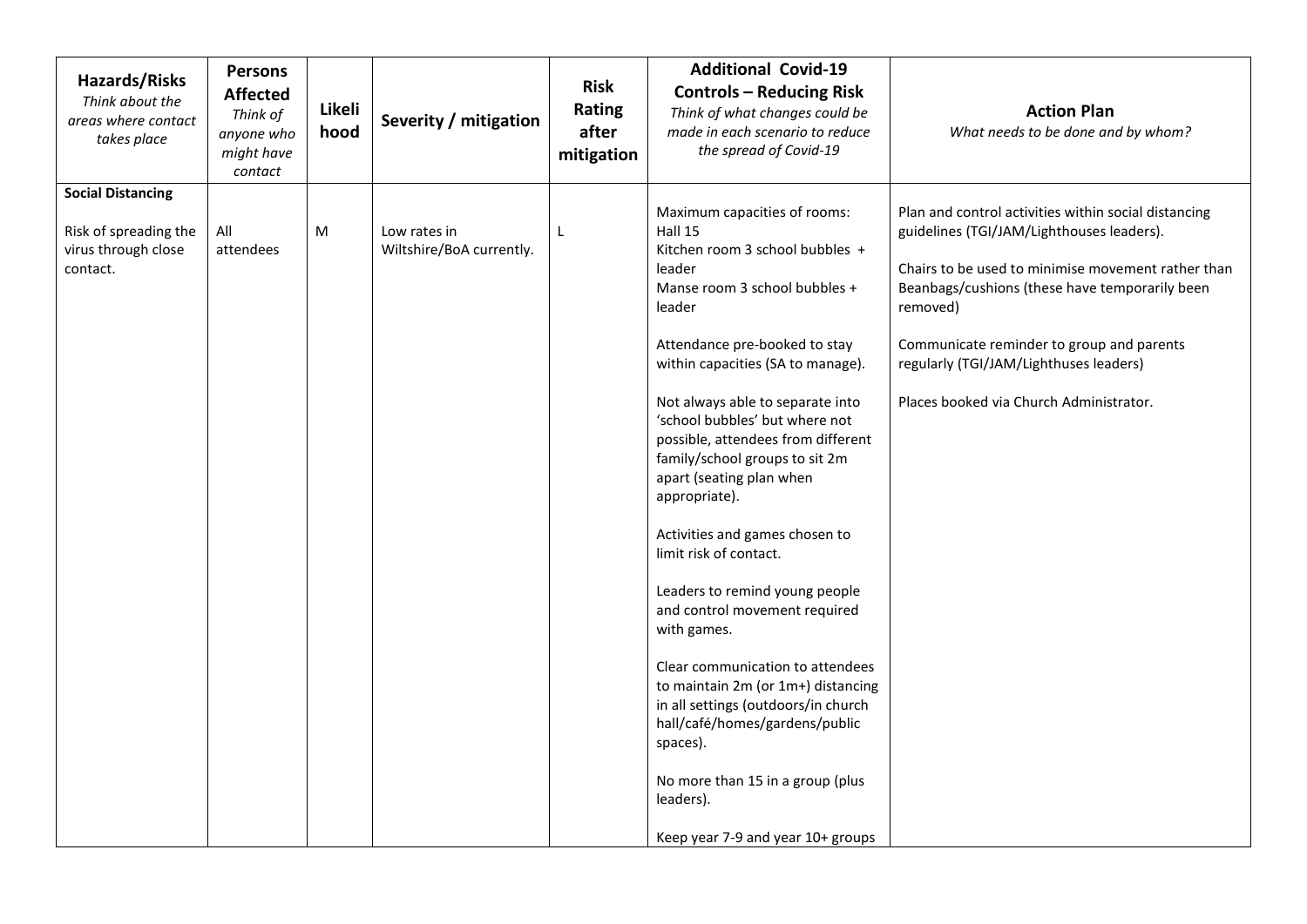| **Hazards/Risks** *Think about the areas where contact takes place* | **Persons Affected** *Think of anyone who might have contact* | **Likelihood** | **Severity / mitigation** | **Risk Rating after mitigation** | **Additional Covid-19 Controls – Reducing Risk** *Think of what changes could be made in each scenario to reduce the spread of Covid-19* | **Action Plan** *What needs to be done and by whom?* |
|---|---|---|---|---|---|---|
| **Social Distancing**<br><br>Risk of spreading the virus through close contact. | All attendees | M | Low rates in Wiltshire/BoA currently. | L | Maximum capacities of rooms:<br>Hall 15<br>Kitchen room 3 school bubbles + leader<br>Manse room 3 school bubbles + leader<br><br>Attendance pre-booked to stay within capacities (SA to manage).<br><br>Not always able to separate into 'school bubbles' but where not possible, attendees from different family/school groups to sit 2m apart (seating plan when appropriate).<br><br>Activities and games chosen to limit risk of contact.<br><br>Leaders to remind young people and control movement required with games.<br><br>Clear communication to attendees to maintain 2m (or 1m+) distancing in all settings (outdoors/in church hall/café/homes/gardens/public spaces).<br><br>No more than 15 in a group (plus leaders).<br><br>Keep year 7-9 and year 10+ groups | Plan and control activities within social distancing guidelines (TGI/JAM/Lighthouses leaders).<br><br>Chairs to be used to minimise movement rather than Beanbags/cushions (these have temporarily been removed)<br><br>Communicate reminder to group and parents regularly (TGI/JAM/Lighthuses leaders)<br><br>Places booked via Church Administrator. |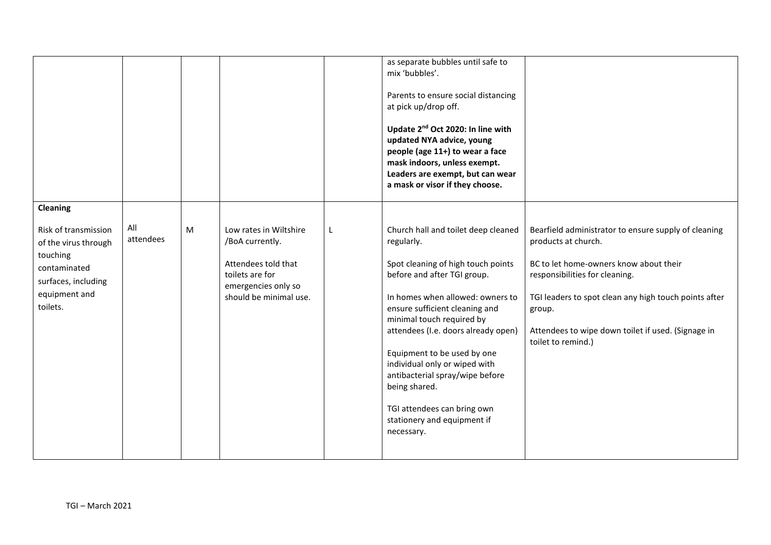| | | | | | | |
|---|---|---|---|---|---|---|
| | | | | | as separate bubbles until safe to mix 'bubbles'.<br><br>Parents to ensure social distancing at pick up/drop off.<br><br>**Update 2nd Oct 2020: In line with updated NYA advice, young people (age 11+) to wear a face mask indoors, unless exempt. Leaders are exempt, but can wear a mask or visor if they choose.** | |
| **Cleaning**<br><br>Risk of transmission of the virus through touching contaminated surfaces, including equipment and toilets. | All attendees | M | Low rates in Wiltshire /BoA currently.<br><br>Attendees told that toilets are for emergencies only so should be minimal use. | L | Church hall and toilet deep cleaned regularly.<br><br>Spot cleaning of high touch points before and after TGI group.<br><br>In homes when allowed: owners to ensure sufficient cleaning and minimal touch required by attendees (I.e. doors already open)<br><br>Equipment to be used by one individual only or wiped with antibacterial spray/wipe before being shared.<br><br>TGI attendees can bring own stationery and equipment if necessary. | Bearfield administrator to ensure supply of cleaning products at church.<br><br>BC to let home-owners know about their responsibilities for cleaning.<br><br>TGI leaders to spot clean any high touch points after group.<br><br>Attendees to wipe down toilet if used. (Signage in toilet to remind.) |

TGI – March 2021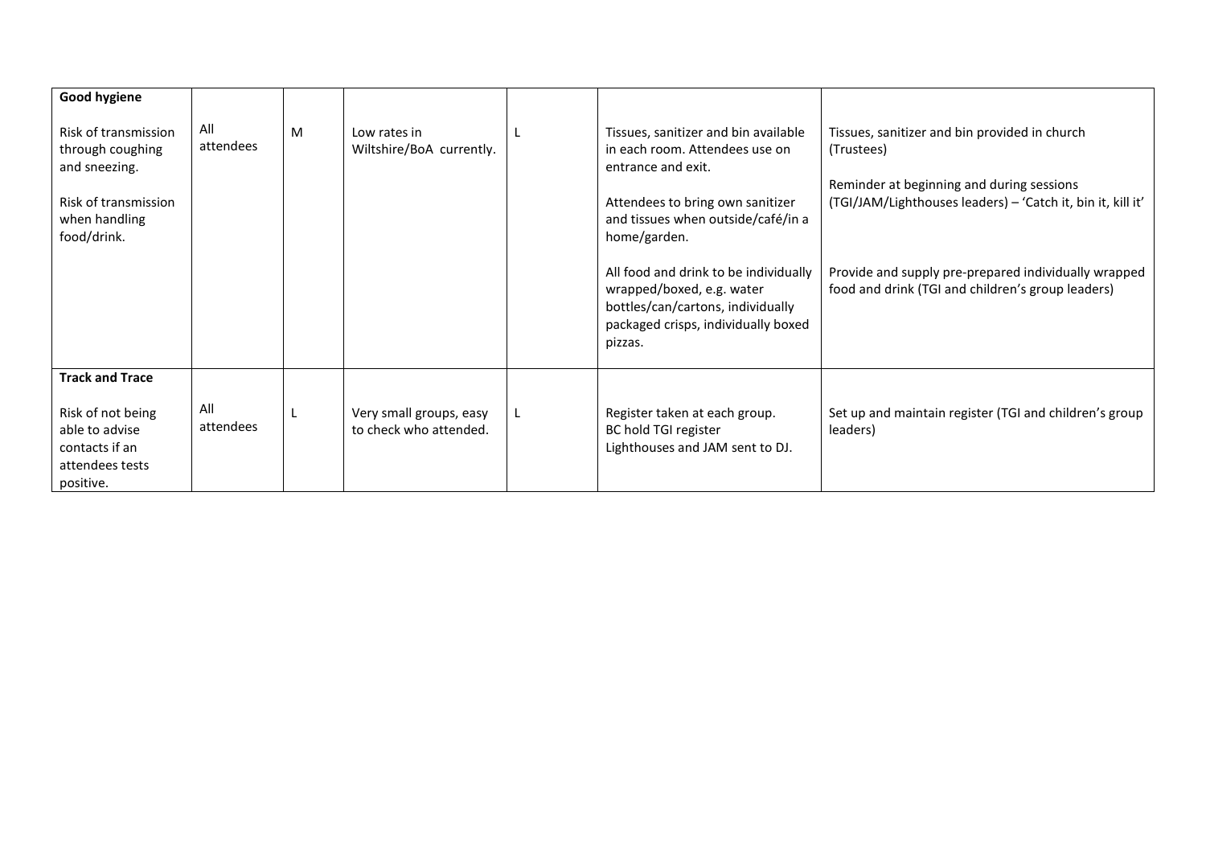| | | | | | | |
|---|---|---|---|---|---|---|
| **Good hygiene**<br><br>Risk of transmission through coughing and sneezing.<br><br>Risk of transmission when handling food/drink. | All attendees | M | Low rates in Wiltshire/BoA currently. | L | Tissues, sanitizer and bin available in each room. Attendees use on entrance and exit.<br><br>Attendees to bring own sanitizer and tissues when outside/café/in a home/garden.<br><br>All food and drink to be individually wrapped/boxed, e.g. water bottles/can/cartons, individually packaged crisps, individually boxed pizzas. | Tissues, sanitizer and bin provided in church (Trustees)<br><br>Reminder at beginning and during sessions (TGI/JAM/Lighthouses leaders) – 'Catch it, bin it, kill it'<br><br>Provide and supply pre-prepared individually wrapped food and drink (TGI and children's group leaders) |
| **Track and Trace**<br><br>Risk of not being able to advise contacts if an attendees tests positive. | All attendees | L | Very small groups, easy to check who attended. | L | Register taken at each group.<br>BC hold TGI register<br>Lighthouses and JAM sent to DJ. | Set up and maintain register (TGI and children's group leaders) |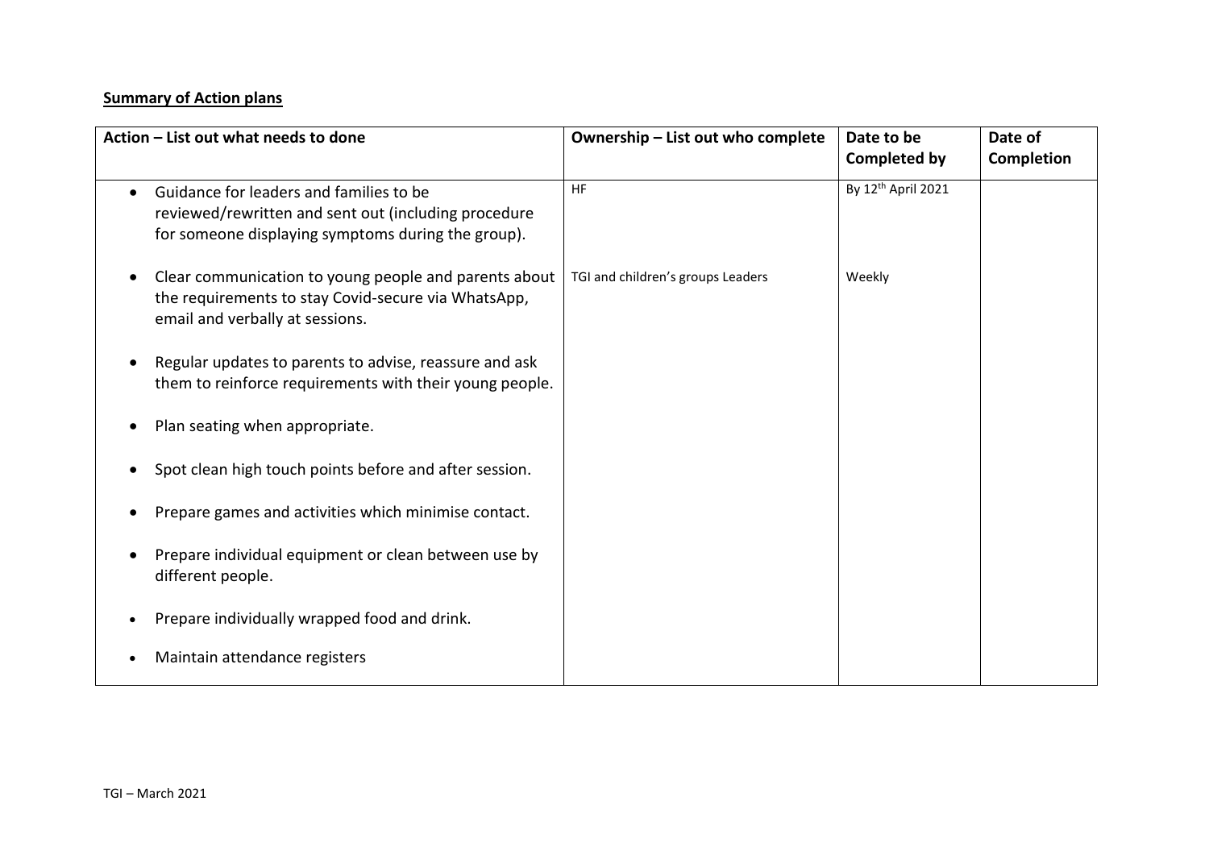**Summary of Action plans**

| Action – List out what needs to done | Ownership – List out who complete | Date to be Completed by | Date of Completion |
|---|---|---|---|
| • Guidance for leaders and families to be reviewed/rewritten and sent out (including procedure for someone displaying symptoms during the group). | HF | By 12th April 2021 | |
| • Clear communication to young people and parents about the requirements to stay Covid-secure via WhatsApp, email and verbally at sessions.<br>• Regular updates to parents to advise, reassure and ask them to reinforce requirements with their young people.<br>• Plan seating when appropriate.<br>• Spot clean high touch points before and after session.<br>• Prepare games and activities which minimise contact.<br>• Prepare individual equipment or clean between use by different people.<br>• Prepare individually wrapped food and drink.<br>• Maintain attendance registers | TGI and children's groups Leaders | Weekly | |

TGI – March 2021